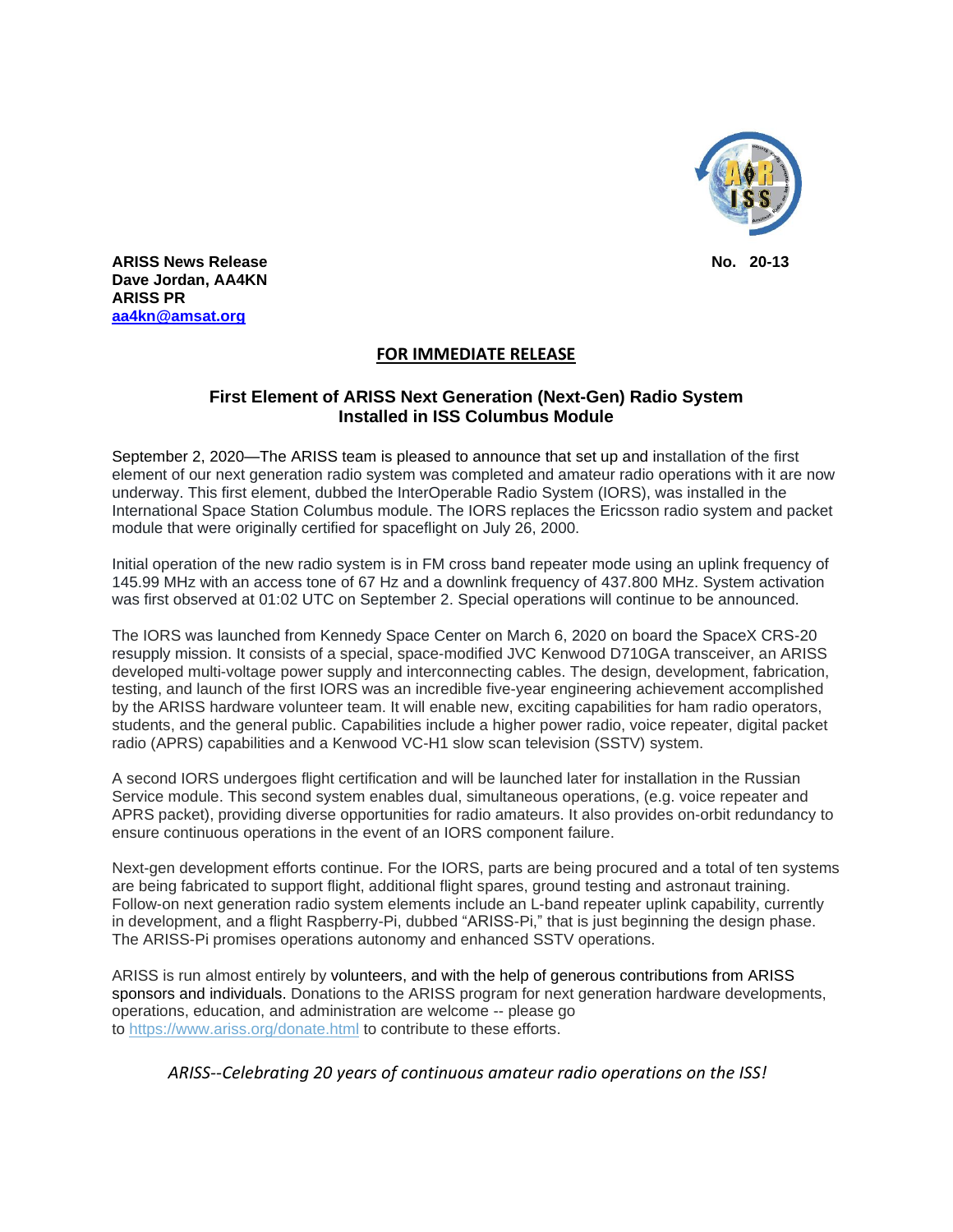**ARISS News Release** **No. 20-13**
**Dave Jordan, AA4KN**
**ARISS PR**
**[aa4kn@amsat.org](mailto:aa4kn@amsat.org)**

**FOR IMMEDIATE RELEASE**

## First Element of ARISS Next Generation (Next-Gen) Radio System Installed in ISS Columbus Module

September 2, 2020—The ARISS team is pleased to announce that set up and installation of the first element of our next generation radio system was completed and amateur radio operations with it are now underway. This first element, dubbed the InterOperable Radio System (IORS), was installed in the International Space Station Columbus module. The IORS replaces the Ericsson radio system and packet module that were originally certified for spaceflight on July 26, 2000.

Initial operation of the new radio system is in FM cross band repeater mode using an uplink frequency of 145.99 MHz with an access tone of 67 Hz and a downlink frequency of 437.800 MHz. System activation was first observed at 01:02 UTC on September 2. Special operations will continue to be announced.

The IORS was launched from Kennedy Space Center on March 6, 2020 on board the SpaceX CRS-20 resupply mission. It consists of a special, space-modified JVC Kenwood D710GA transceiver, an ARISS developed multi-voltage power supply and interconnecting cables. The design, development, fabrication, testing, and launch of the first IORS was an incredible five-year engineering achievement accomplished by the ARISS hardware volunteer team. It will enable new, exciting capabilities for ham radio operators, students, and the general public. Capabilities include a higher power radio, voice repeater, digital packet radio (APRS) capabilities and a Kenwood VC-H1 slow scan television (SSTV) system.

A second IORS undergoes flight certification and will be launched later for installation in the Russian Service module. This second system enables dual, simultaneous operations, (e.g. voice repeater and APRS packet), providing diverse opportunities for radio amateurs. It also provides on-orbit redundancy to ensure continuous operations in the event of an IORS component failure.

Next-gen development efforts continue. For the IORS, parts are being procured and a total of ten systems are being fabricated to support flight, additional flight spares, ground testing and astronaut training. Follow-on next generation radio system elements include an L-band repeater uplink capability, currently in development, and a flight Raspberry-Pi, dubbed "ARISS-Pi," that is just beginning the design phase. The ARISS-Pi promises operations autonomy and enhanced SSTV operations.

ARISS is run almost entirely by volunteers, and with the help of generous contributions from ARISS sponsors and individuals. Donations to the ARISS program for next generation hardware developments, operations, education, and administration are welcome -- please go to [https://www.ariss.org/donate.html](https://www.ariss.org/donate.html) to contribute to these efforts.

*ARISS--Celebrating 20 years of continuous amateur radio operations on the ISS!*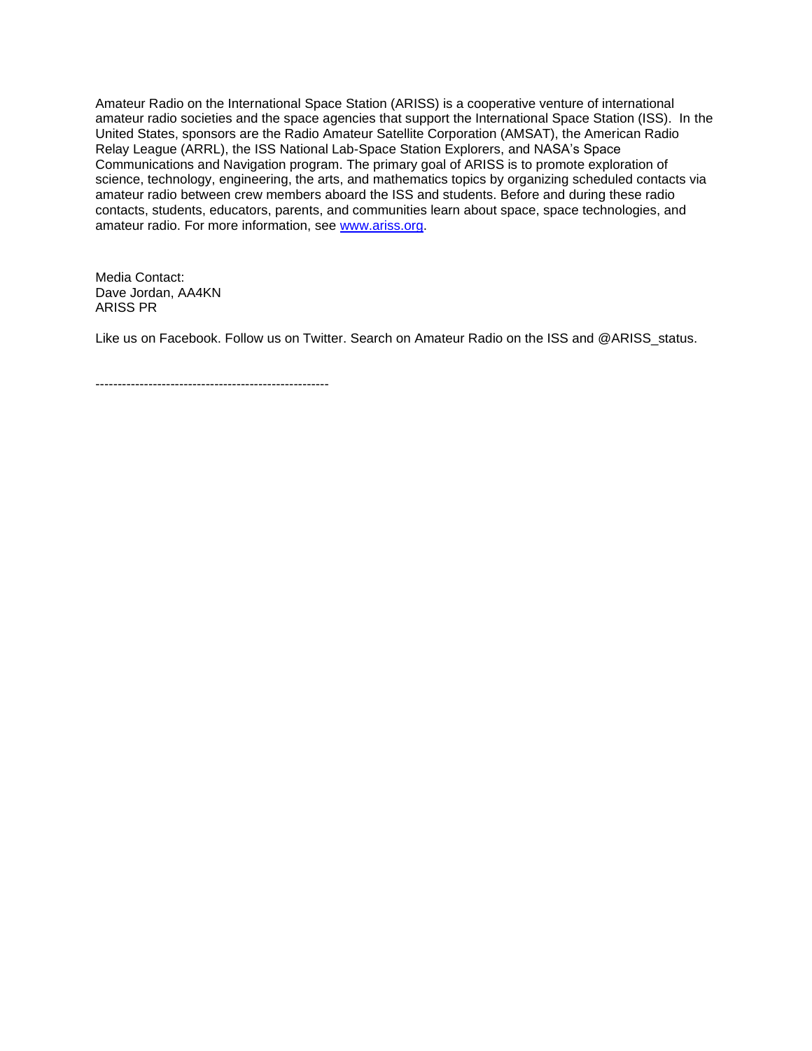Amateur Radio on the International Space Station (ARISS) is a cooperative venture of international amateur radio societies and the space agencies that support the International Space Station (ISS). In the United States, sponsors are the Radio Amateur Satellite Corporation (AMSAT), the American Radio Relay League (ARRL), the ISS National Lab-Space Station Explorers, and NASA's Space Communications and Navigation program. The primary goal of ARISS is to promote exploration of science, technology, engineering, the arts, and mathematics topics by organizing scheduled contacts via amateur radio between crew members aboard the ISS and students. Before and during these radio contacts, students, educators, parents, and communities learn about space, space technologies, and amateur radio. For more information, see [www.ariss.org](http://www.ariss.org).

Media Contact:
Dave Jordan, AA4KN
ARISS PR

Like us on Facebook. Follow us on Twitter. Search on Amateur Radio on the ISS and @ARISS_status.

-----------------------------------------------------